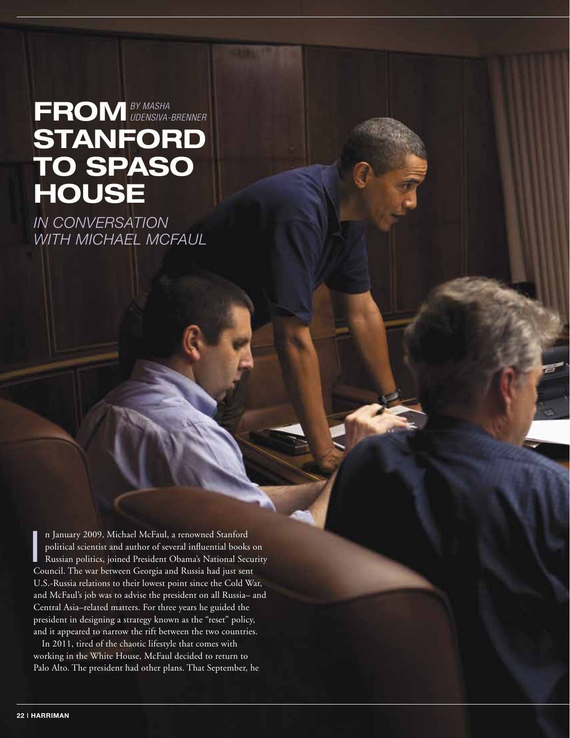# FROM STANFORD TO SPASO HOUSE

*BY MASHA UDENSIVA-BRENNER*

## IN CONVERSATION WITH MICHAEL MCFAUL

In January 2009, Michael McFaul, a renowned Stanford political scientist and author of several influential books on Russian politics, joined President Obama's National Security Council. The war between Georgia and Russia had just sent U.S.-Russia relations to their lowest point since the Cold War, and McFaul's job was to advise the president on all Russia– and Central Asia–related matters. For three years he guided the president in designing a strategy known as the "reset" policy, and it appeared to narrow the rift between the two countries.

In 2011, tired of the chaotic lifestyle that comes with working in the White House, McFaul decided to return to Palo Alto. The president had other plans. That September, he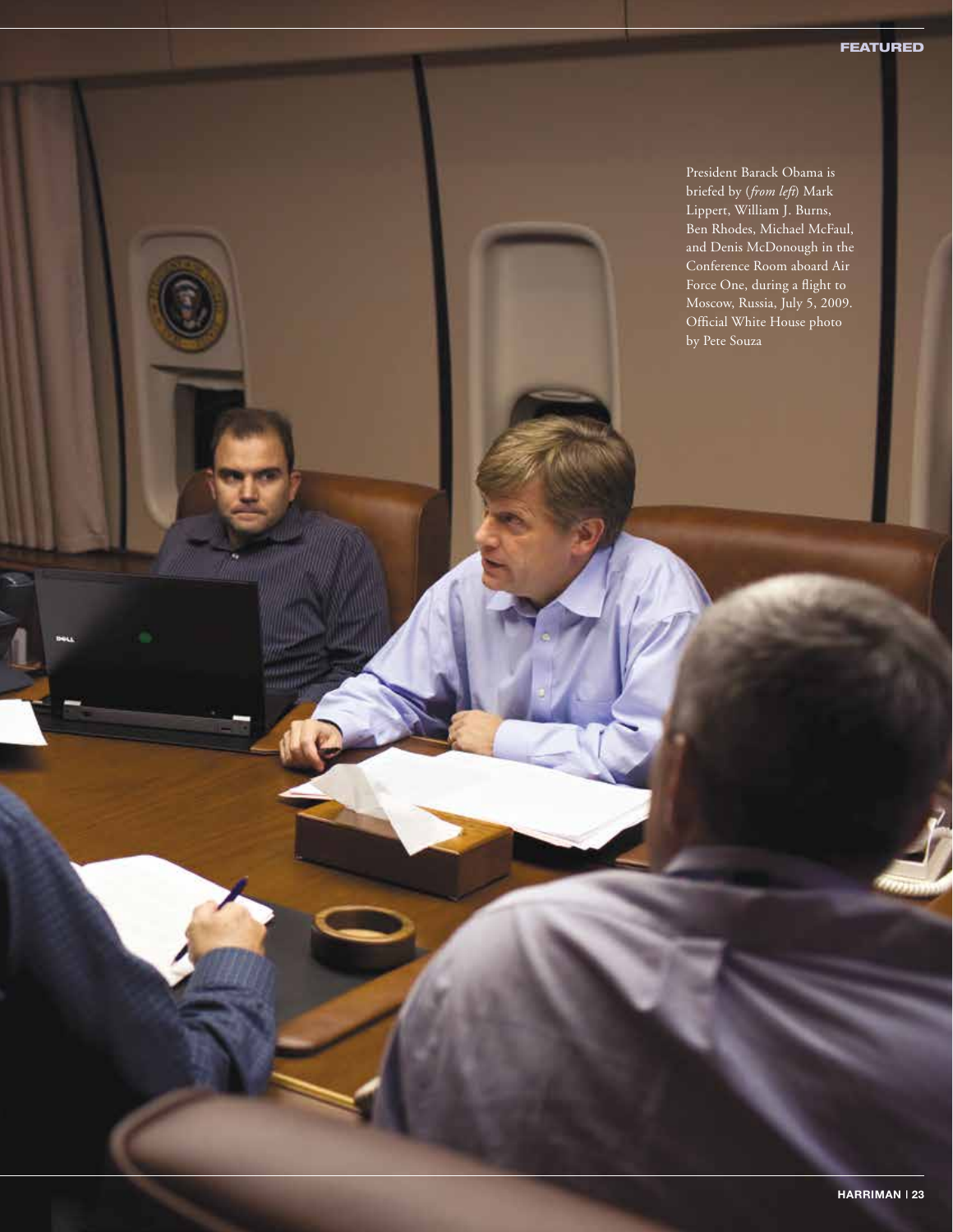President Barack Obama is briefed by (*from left*) Mark Lippert, William J. Burns, Ben Rhodes, Michael McFaul, and Denis McDonough in the Conference Room aboard Air Force One, during a flight to Moscow, Russia, July 5, 2009. Official White House photo by Pete Souza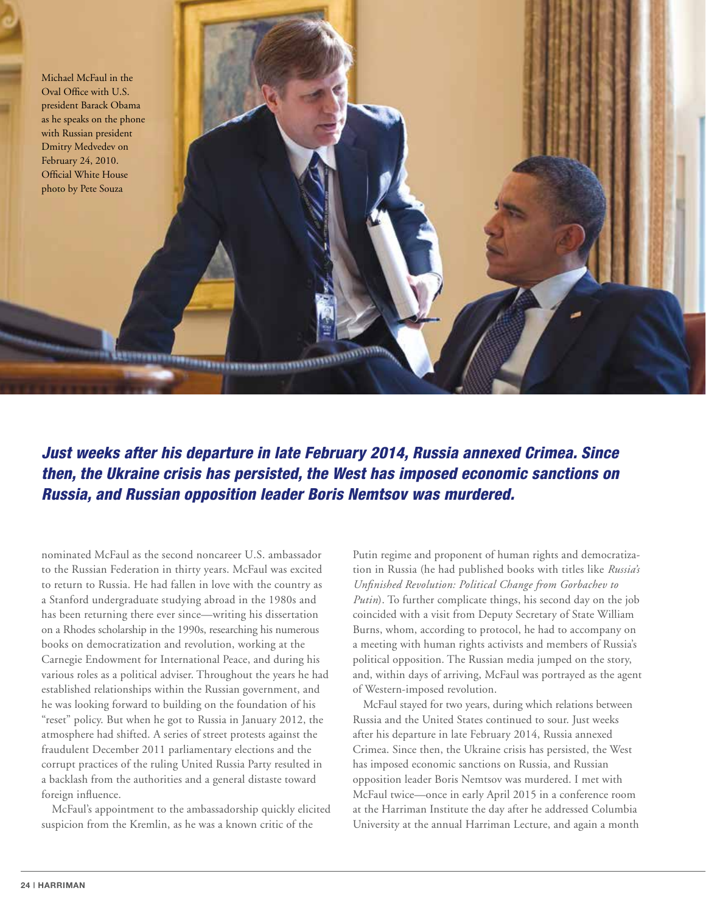Michael McFaul in the Oval Office with U.S. president Barack Obama as he speaks on the phone with Russian president Dmitry Medvedev on February 24, 2010. Official White House photo by Pete Souza

***Just weeks after his departure in late February 2014, Russia annexed Crimea. Since then, the Ukraine crisis has persisted, the West has imposed economic sanctions on Russia, and Russian opposition leader Boris Nemtsov was murdered.***

nominated McFaul as the second noncareer U.S. ambassador to the Russian Federation in thirty years. McFaul was excited to return to Russia. He had fallen in love with the country as a Stanford undergraduate studying abroad in the 1980s and has been returning there ever since—writing his dissertation on a Rhodes scholarship in the 1990s, researching his numerous books on democratization and revolution, working at the Carnegie Endowment for International Peace, and during his various roles as a political adviser. Throughout the years he had established relationships within the Russian government, and he was looking forward to building on the foundation of his "reset" policy. But when he got to Russia in January 2012, the atmosphere had shifted. A series of street protests against the fraudulent December 2011 parliamentary elections and the corrupt practices of the ruling United Russia Party resulted in a backlash from the authorities and a general distaste toward foreign influence.

McFaul's appointment to the ambassadorship quickly elicited suspicion from the Kremlin, as he was a known critic of the Putin regime and proponent of human rights and democratization in Russia (he had published books with titles like *Russia's Unfinished Revolution: Political Change from Gorbachev to Putin*). To further complicate things, his second day on the job coincided with a visit from Deputy Secretary of State William Burns, whom, according to protocol, he had to accompany on a meeting with human rights activists and members of Russia's political opposition. The Russian media jumped on the story, and, within days of arriving, McFaul was portrayed as the agent of Western-imposed revolution.

McFaul stayed for two years, during which relations between Russia and the United States continued to sour. Just weeks after his departure in late February 2014, Russia annexed Crimea. Since then, the Ukraine crisis has persisted, the West has imposed economic sanctions on Russia, and Russian opposition leader Boris Nemtsov was murdered. I met with McFaul twice—once in early April 2015 in a conference room at the Harriman Institute the day after he addressed Columbia University at the annual Harriman Lecture, and again a month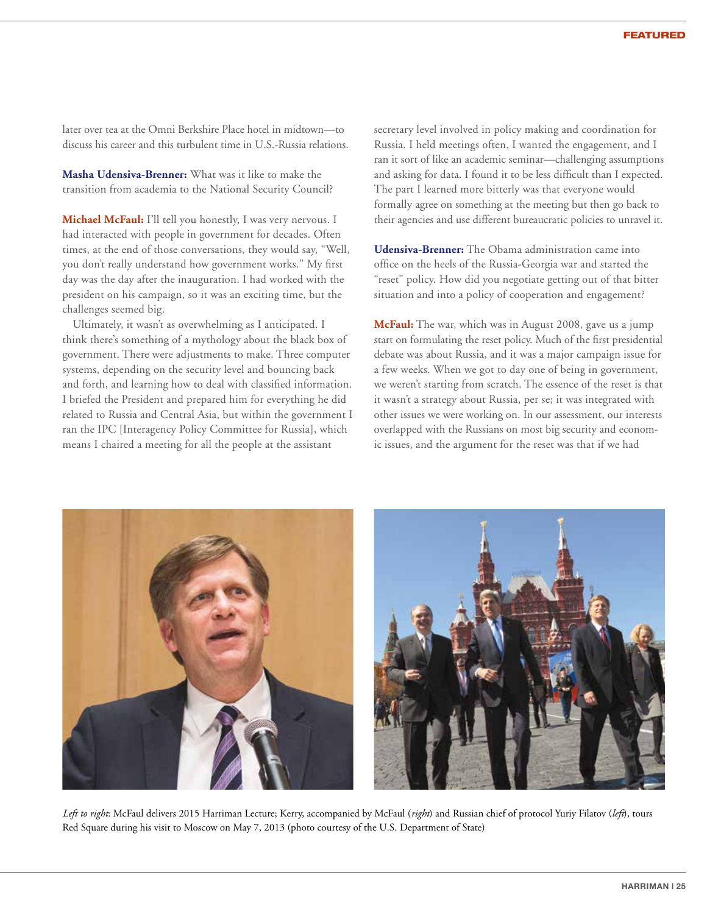later over tea at the Omni Berkshire Place hotel in midtown—to discuss his career and this turbulent time in U.S.-Russia relations.

**Masha Udensiva-Brenner:** What was it like to make the transition from academia to the National Security Council?

**Michael McFaul:** I'll tell you honestly, I was very nervous. I had interacted with people in government for decades. Often times, at the end of those conversations, they would say, "Well, you don't really understand how government works." My first day was the day after the inauguration. I had worked with the president on his campaign, so it was an exciting time, but the challenges seemed big.

Ultimately, it wasn't as overwhelming as I anticipated. I think there's something of a mythology about the black box of government. There were adjustments to make. Three computer systems, depending on the security level and bouncing back and forth, and learning how to deal with classified information. I briefed the President and prepared him for everything he did related to Russia and Central Asia, but within the government I ran the IPC [Interagency Policy Committee for Russia], which means I chaired a meeting for all the people at the assistant secretary level involved in policy making and coordination for Russia. I held meetings often, I wanted the engagement, and I ran it sort of like an academic seminar—challenging assumptions and asking for data. I found it to be less difficult than I expected. The part I learned more bitterly was that everyone would formally agree on something at the meeting but then go back to their agencies and use different bureaucratic policies to unravel it.

**Udensiva-Brenner:** The Obama administration came into office on the heels of the Russia-Georgia war and started the "reset" policy. How did you negotiate getting out of that bitter situation and into a policy of cooperation and engagement?

**McFaul:** The war, which was in August 2008, gave us a jump start on formulating the reset policy. Much of the first presidential debate was about Russia, and it was a major campaign issue for a few weeks. When we got to day one of being in government, we weren't starting from scratch. The essence of the reset is that it wasn't a strategy about Russia, per se; it was integrated with other issues we were working on. In our assessment, our interests overlapped with the Russians on most big security and economic issues, and the argument for the reset was that if we had

*Left to right*: McFaul delivers 2015 Harriman Lecture; Kerry, accompanied by McFaul (*right*) and Russian chief of protocol Yuriy Filatov (*left*), tours Red Square during his visit to Moscow on May 7, 2013 (photo courtesy of the U.S. Department of State)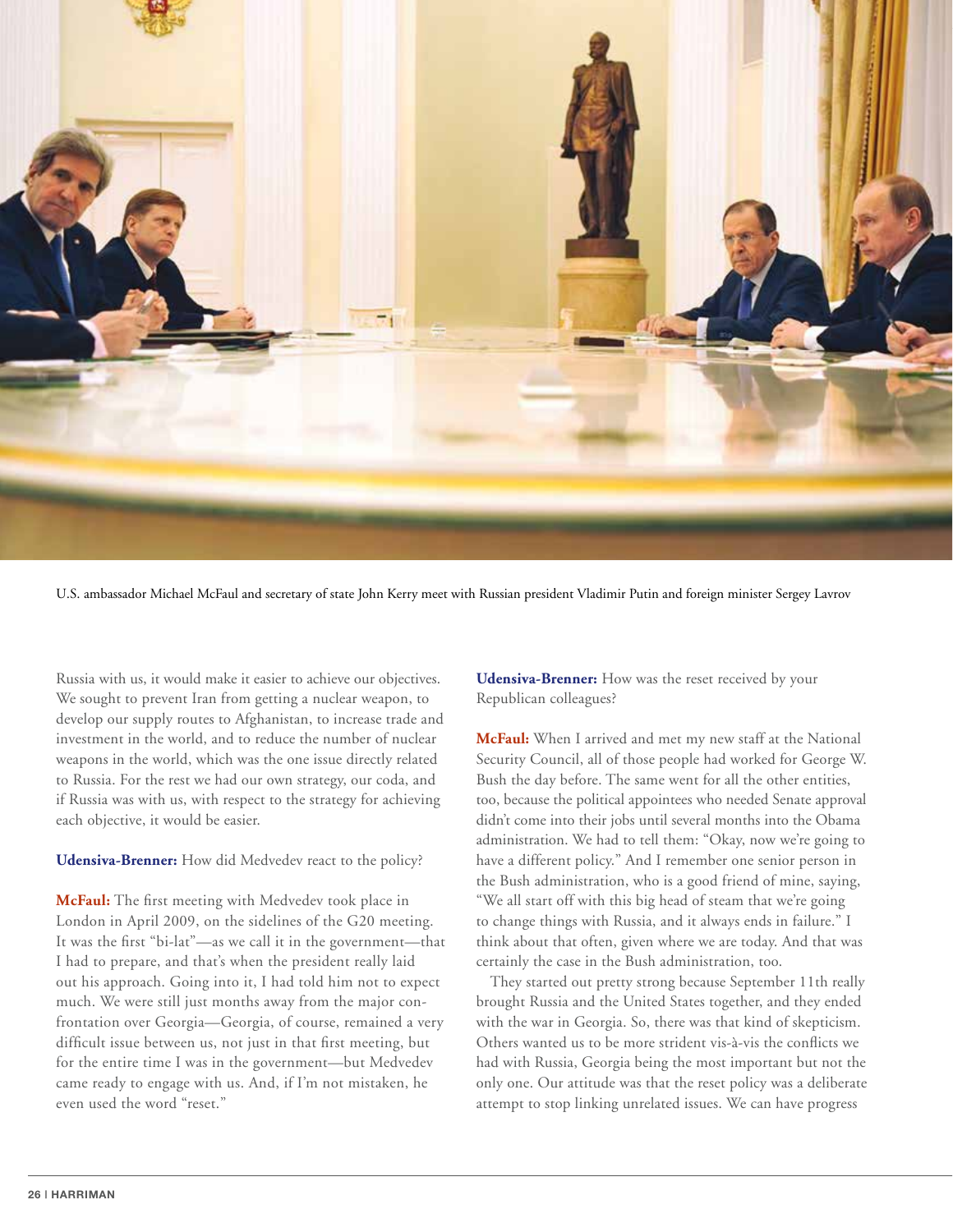U.S. ambassador Michael McFaul and secretary of state John Kerry meet with Russian president Vladimir Putin and foreign minister Sergey Lavrov

Russia with us, it would make it easier to achieve our objectives. We sought to prevent Iran from getting a nuclear weapon, to develop our supply routes to Afghanistan, to increase trade and investment in the world, and to reduce the number of nuclear weapons in the world, which was the one issue directly related to Russia. For the rest we had our own strategy, our coda, and if Russia was with us, with respect to the strategy for achieving each objective, it would be easier.

**Udensiva-Brenner:** How did Medvedev react to the policy?

**McFaul:** The first meeting with Medvedev took place in London in April 2009, on the sidelines of the G20 meeting. It was the first "bi-lat"—as we call it in the government—that I had to prepare, and that's when the president really laid out his approach. Going into it, I had told him not to expect much. We were still just months away from the major confrontation over Georgia—Georgia, of course, remained a very difficult issue between us, not just in that first meeting, but for the entire time I was in the government—but Medvedev came ready to engage with us. And, if I'm not mistaken, he even used the word "reset."

**Udensiva-Brenner:** How was the reset received by your Republican colleagues?

**McFaul:** When I arrived and met my new staff at the National Security Council, all of those people had worked for George W. Bush the day before. The same went for all the other entities, too, because the political appointees who needed Senate approval didn't come into their jobs until several months into the Obama administration. We had to tell them: "Okay, now we're going to have a different policy." And I remember one senior person in the Bush administration, who is a good friend of mine, saying, "We all start off with this big head of steam that we're going to change things with Russia, and it always ends in failure." I think about that often, given where we are today. And that was certainly the case in the Bush administration, too.

They started out pretty strong because September 11th really brought Russia and the United States together, and they ended with the war in Georgia. So, there was that kind of skepticism. Others wanted us to be more strident vis-à-vis the conflicts we had with Russia, Georgia being the most important but not the only one. Our attitude was that the reset policy was a deliberate attempt to stop linking unrelated issues. We can have progress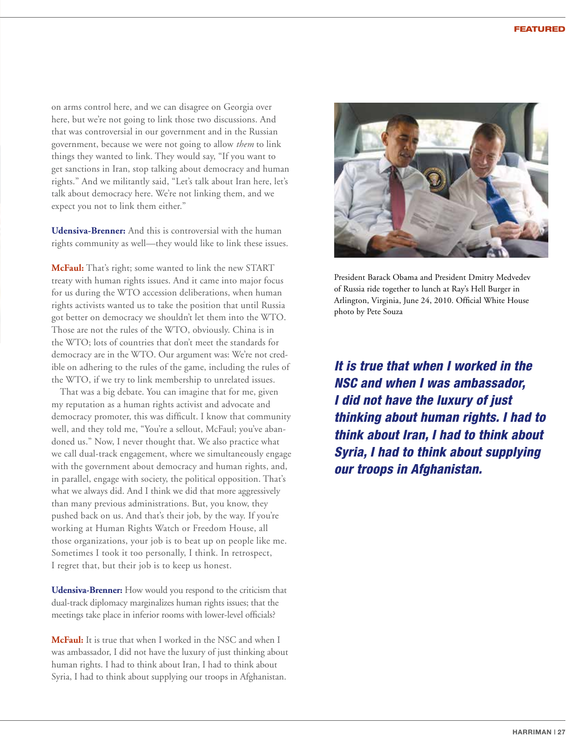on arms control here, and we can disagree on Georgia over here, but we're not going to link those two discussions. And that was controversial in our government and in the Russian government, because we were not going to allow *them* to link things they wanted to link. They would say, "If you want to get sanctions in Iran, stop talking about democracy and human rights." And we militantly said, "Let's talk about Iran here, let's talk about democracy here. We're not linking them, and we expect you not to link them either."

**Udensiva-Brenner:** And this is controversial with the human rights community as well—they would like to link these issues.

**McFaul:** That's right; some wanted to link the new START treaty with human rights issues. And it came into major focus for us during the WTO accession deliberations, when human rights activists wanted us to take the position that until Russia got better on democracy we shouldn't let them into the WTO. Those are not the rules of the WTO, obviously. China is in the WTO; lots of countries that don't meet the standards for democracy are in the WTO. Our argument was: We're not credible on adhering to the rules of the game, including the rules of the WTO, if we try to link membership to unrelated issues.

That was a big debate. You can imagine that for me, given my reputation as a human rights activist and advocate and democracy promoter, this was difficult. I know that community well, and they told me, "You're a sellout, McFaul; you've abandoned us." Now, I never thought that. We also practice what we call dual-track engagement, where we simultaneously engage with the government about democracy and human rights, and, in parallel, engage with society, the political opposition. That's what we always did. And I think we did that more aggressively than many previous administrations. But, you know, they pushed back on us. And that's their job, by the way. If you're working at Human Rights Watch or Freedom House, all those organizations, your job is to beat up on people like me. Sometimes I took it too personally, I think. In retrospect, I regret that, but their job is to keep us honest.

**Udensiva-Brenner:** How would you respond to the criticism that dual-track diplomacy marginalizes human rights issues; that the meetings take place in inferior rooms with lower-level officials?

**McFaul:** It is true that when I worked in the NSC and when I was ambassador, I did not have the luxury of just thinking about human rights. I had to think about Iran, I had to think about Syria, I had to think about supplying our troops in Afghanistan.

President Barack Obama and President Dmitry Medvedev of Russia ride together to lunch at Ray's Hell Burger in Arlington, Virginia, June 24, 2010. Official White House photo by Pete Souza

***It is true that when I worked in the NSC and when I was ambassador, I did not have the luxury of just thinking about human rights. I had to think about Iran, I had to think about Syria, I had to think about supplying our troops in Afghanistan.***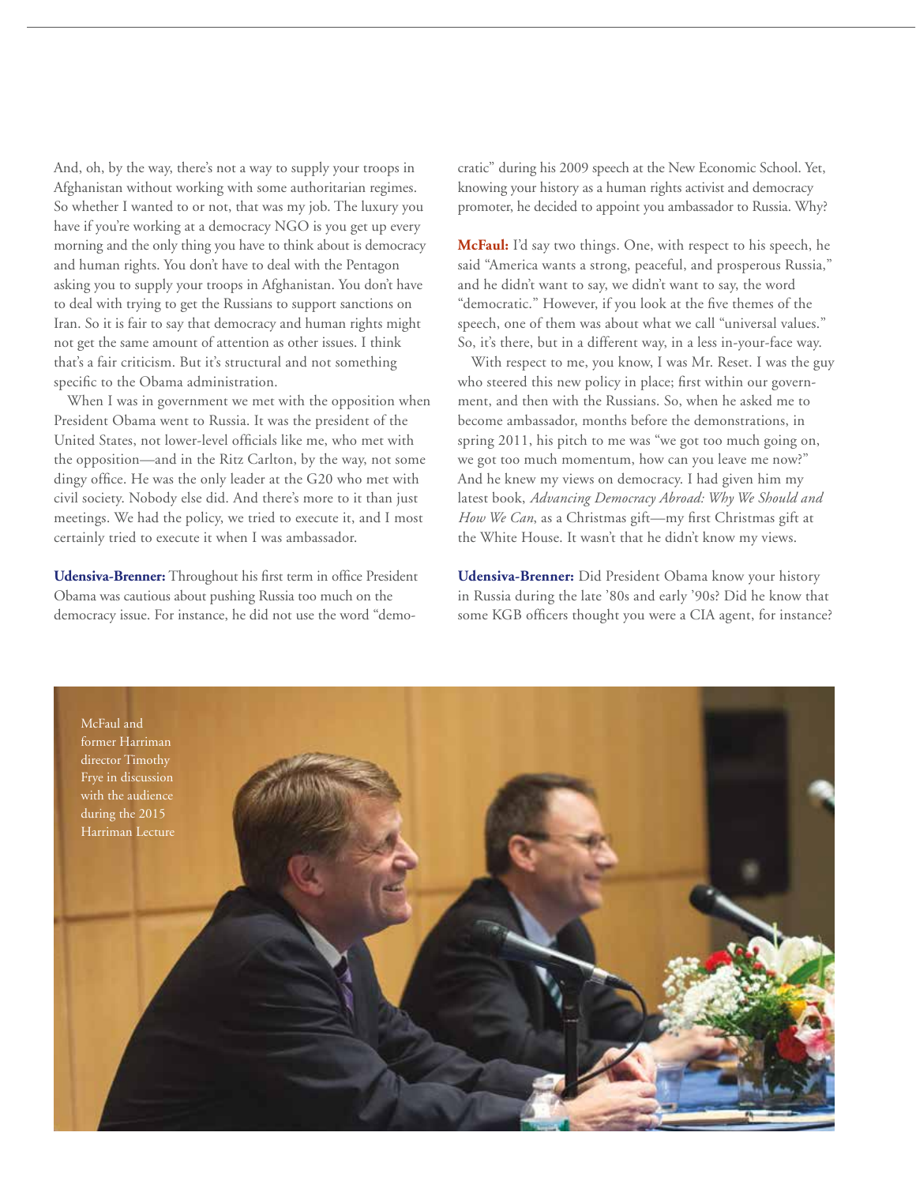And, oh, by the way, there's not a way to supply your troops in Afghanistan without working with some authoritarian regimes. So whether I wanted to or not, that was my job. The luxury you have if you're working at a democracy NGO is you get up every morning and the only thing you have to think about is democracy and human rights. You don't have to deal with the Pentagon asking you to supply your troops in Afghanistan. You don't have to deal with trying to get the Russians to support sanctions on Iran. So it is fair to say that democracy and human rights might not get the same amount of attention as other issues. I think that's a fair criticism. But it's structural and not something specific to the Obama administration.

When I was in government we met with the opposition when President Obama went to Russia. It was the president of the United States, not lower-level officials like me, who met with the opposition—and in the Ritz Carlton, by the way, not some dingy office. He was the only leader at the G20 who met with civil society. Nobody else did. And there's more to it than just meetings. We had the policy, we tried to execute it, and I most certainly tried to execute it when I was ambassador.

**Udensiva-Brenner:** Throughout his first term in office President Obama was cautious about pushing Russia too much on the democracy issue. For instance, he did not use the word "democratic" during his 2009 speech at the New Economic School. Yet, knowing your history as a human rights activist and democracy promoter, he decided to appoint you ambassador to Russia. Why?

**McFaul:** I'd say two things. One, with respect to his speech, he said "America wants a strong, peaceful, and prosperous Russia," and he didn't want to say, we didn't want to say, the word "democratic." However, if you look at the five themes of the speech, one of them was about what we call "universal values." So, it's there, but in a different way, in a less in-your-face way.

With respect to me, you know, I was Mr. Reset. I was the guy who steered this new policy in place; first within our government, and then with the Russians. So, when he asked me to become ambassador, months before the demonstrations, in spring 2011, his pitch to me was "we got too much going on, we got too much momentum, how can you leave me now?" And he knew my views on democracy. I had given him my latest book, *Advancing Democracy Abroad: Why We Should and How We Can*, as a Christmas gift—my first Christmas gift at the White House. It wasn't that he didn't know my views.

**Udensiva-Brenner:** Did President Obama know your history in Russia during the late '80s and early '90s? Did he know that some KGB officers thought you were a CIA agent, for instance?

McFaul and former Harriman director Timothy Frye in discussion with the audience during the 2015 Harriman Lecture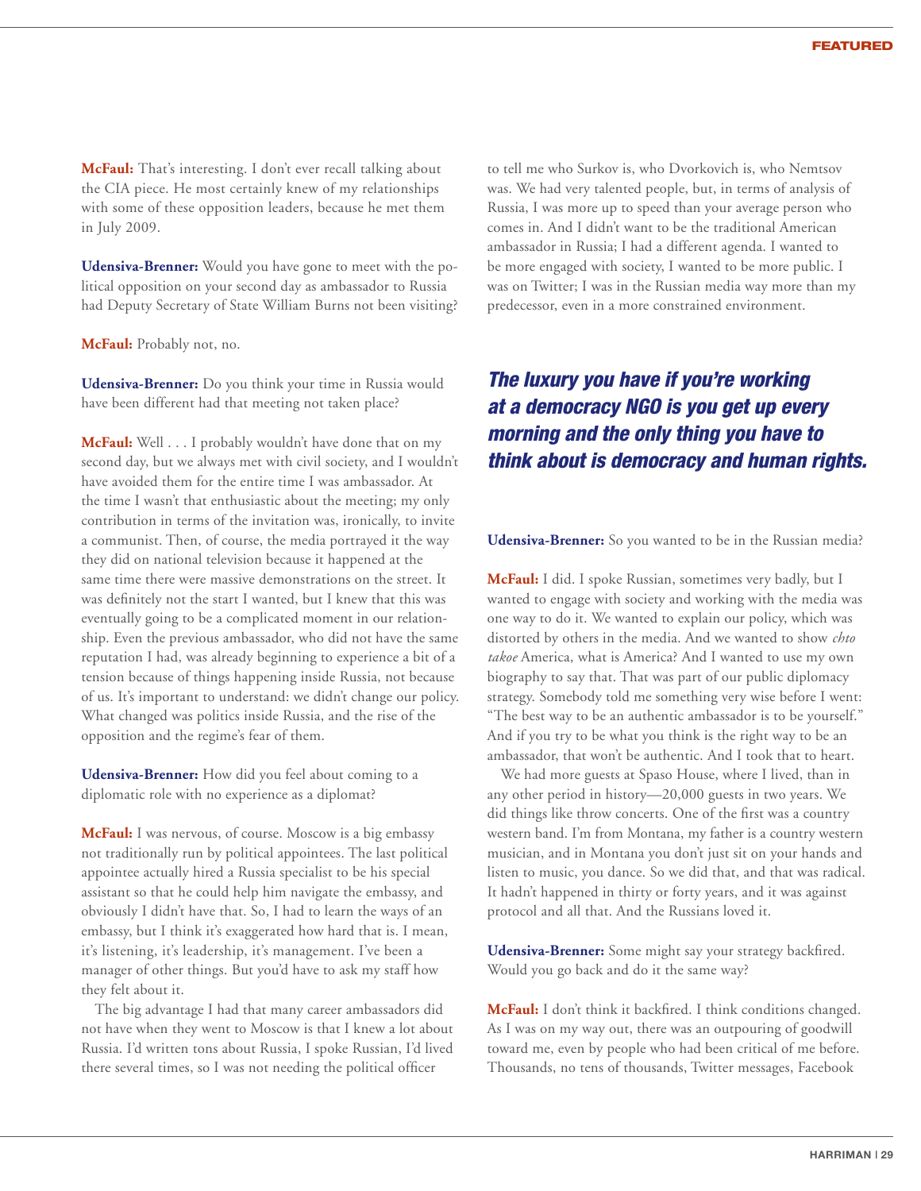**McFaul:** That's interesting. I don't ever recall talking about the CIA piece. He most certainly knew of my relationships with some of these opposition leaders, because he met them in July 2009.

**Udensiva-Brenner:** Would you have gone to meet with the political opposition on your second day as ambassador to Russia had Deputy Secretary of State William Burns not been visiting?

**McFaul:** Probably not, no.

**Udensiva-Brenner:** Do you think your time in Russia would have been different had that meeting not taken place?

**McFaul:** Well . . . I probably wouldn't have done that on my second day, but we always met with civil society, and I wouldn't have avoided them for the entire time I was ambassador. At the time I wasn't that enthusiastic about the meeting; my only contribution in terms of the invitation was, ironically, to invite a communist. Then, of course, the media portrayed it the way they did on national television because it happened at the same time there were massive demonstrations on the street. It was definitely not the start I wanted, but I knew that this was eventually going to be a complicated moment in our relationship. Even the previous ambassador, who did not have the same reputation I had, was already beginning to experience a bit of a tension because of things happening inside Russia, not because of us. It's important to understand: we didn't change our policy. What changed was politics inside Russia, and the rise of the opposition and the regime's fear of them.

**Udensiva-Brenner:** How did you feel about coming to a diplomatic role with no experience as a diplomat?

**McFaul:** I was nervous, of course. Moscow is a big embassy not traditionally run by political appointees. The last political appointee actually hired a Russia specialist to be his special assistant so that he could help him navigate the embassy, and obviously I didn't have that. So, I had to learn the ways of an embassy, but I think it's exaggerated how hard that is. I mean, it's listening, it's leadership, it's management. I've been a manager of other things. But you'd have to ask my staff how they felt about it.

The big advantage I had that many career ambassadors did not have when they went to Moscow is that I knew a lot about Russia. I'd written tons about Russia, I spoke Russian, I'd lived there several times, so I was not needing the political officer to tell me who Surkov is, who Dvorkovich is, who Nemtsov was. We had very talented people, but, in terms of analysis of Russia, I was more up to speed than your average person who comes in. And I didn't want to be the traditional American ambassador in Russia; I had a different agenda. I wanted to be more engaged with society, I wanted to be more public. I was on Twitter; I was in the Russian media way more than my predecessor, even in a more constrained environment.

> ***The luxury you have if you're working at a democracy NGO is you get up every morning and the only thing you have to think about is democracy and human rights.***

**Udensiva-Brenner:** So you wanted to be in the Russian media?

**McFaul:** I did. I spoke Russian, sometimes very badly, but I wanted to engage with society and working with the media was one way to do it. We wanted to explain our policy, which was distorted by others in the media. And we wanted to show *chto takoe* America, what is America? And I wanted to use my own biography to say that. That was part of our public diplomacy strategy. Somebody told me something very wise before I went: "The best way to be an authentic ambassador is to be yourself." And if you try to be what you think is the right way to be an ambassador, that won't be authentic. And I took that to heart.

We had more guests at Spaso House, where I lived, than in any other period in history—20,000 guests in two years. We did things like throw concerts. One of the first was a country western band. I'm from Montana, my father is a country western musician, and in Montana you don't just sit on your hands and listen to music, you dance. So we did that, and that was radical. It hadn't happened in thirty or forty years, and it was against protocol and all that. And the Russians loved it.

**Udensiva-Brenner:** Some might say your strategy backfired. Would you go back and do it the same way?

**McFaul:** I don't think it backfired. I think conditions changed. As I was on my way out, there was an outpouring of goodwill toward me, even by people who had been critical of me before. Thousands, no tens of thousands, Twitter messages, Facebook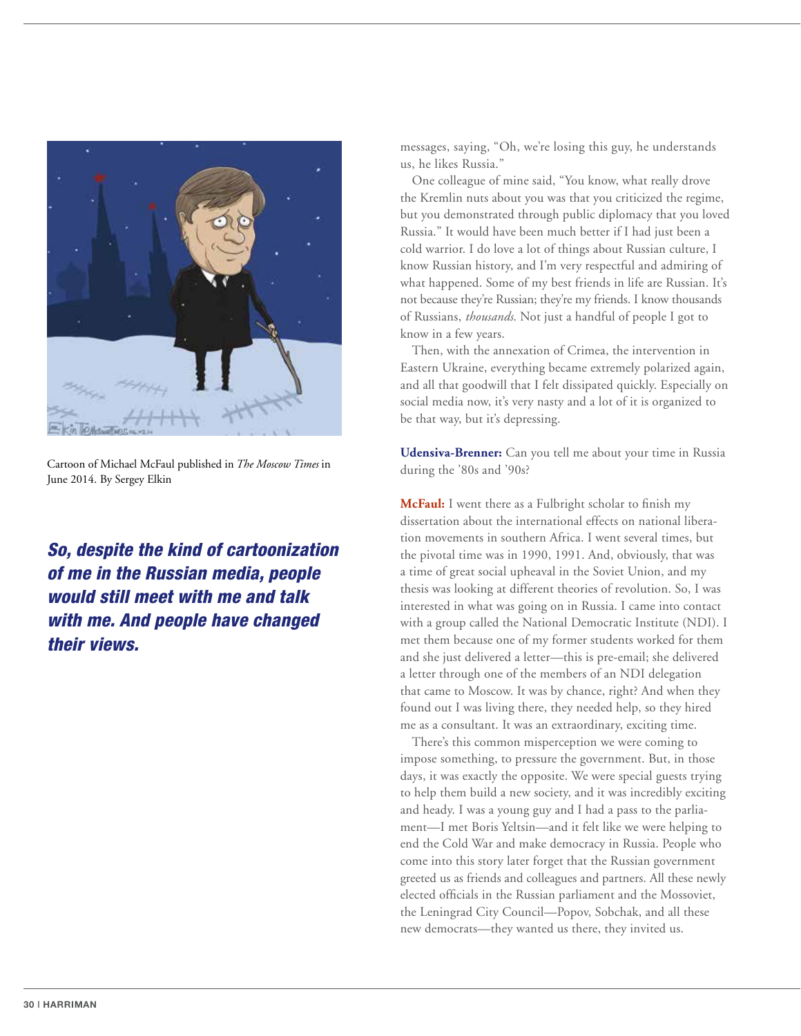Cartoon of Michael McFaul published in *The Moscow Times* in June 2014. By Sergey Elkin

***So, despite the kind of cartoonization of me in the Russian media, people would still meet with me and talk with me. And people have changed their views.***

messages, saying, "Oh, we're losing this guy, he understands us, he likes Russia."

One colleague of mine said, "You know, what really drove the Kremlin nuts about you was that you criticized the regime, but you demonstrated through public diplomacy that you loved Russia." It would have been much better if I had just been a cold warrior. I do love a lot of things about Russian culture, I know Russian history, and I'm very respectful and admiring of what happened. Some of my best friends in life are Russian. It's not because they're Russian; they're my friends. I know thousands of Russians, *thousands*. Not just a handful of people I got to know in a few years.

Then, with the annexation of Crimea, the intervention in Eastern Ukraine, everything became extremely polarized again, and all that goodwill that I felt dissipated quickly. Especially on social media now, it's very nasty and a lot of it is organized to be that way, but it's depressing.

**Udensiva-Brenner:** Can you tell me about your time in Russia during the '80s and '90s?

**McFaul:** I went there as a Fulbright scholar to finish my dissertation about the international effects on national liberation movements in southern Africa. I went several times, but the pivotal time was in 1990, 1991. And, obviously, that was a time of great social upheaval in the Soviet Union, and my thesis was looking at different theories of revolution. So, I was interested in what was going on in Russia. I came into contact with a group called the National Democratic Institute (NDI). I met them because one of my former students worked for them and she just delivered a letter—this is pre-email; she delivered a letter through one of the members of an NDI delegation that came to Moscow. It was by chance, right? And when they found out I was living there, they needed help, so they hired me as a consultant. It was an extraordinary, exciting time.

There's this common misperception we were coming to impose something, to pressure the government. But, in those days, it was exactly the opposite. We were special guests trying to help them build a new society, and it was incredibly exciting and heady. I was a young guy and I had a pass to the parliament—I met Boris Yeltsin—and it felt like we were helping to end the Cold War and make democracy in Russia. People who come into this story later forget that the Russian government greeted us as friends and colleagues and partners. All these newly elected officials in the Russian parliament and the Mossoviet, the Leningrad City Council—Popov, Sobchak, and all these new democrats—they wanted us there, they invited us.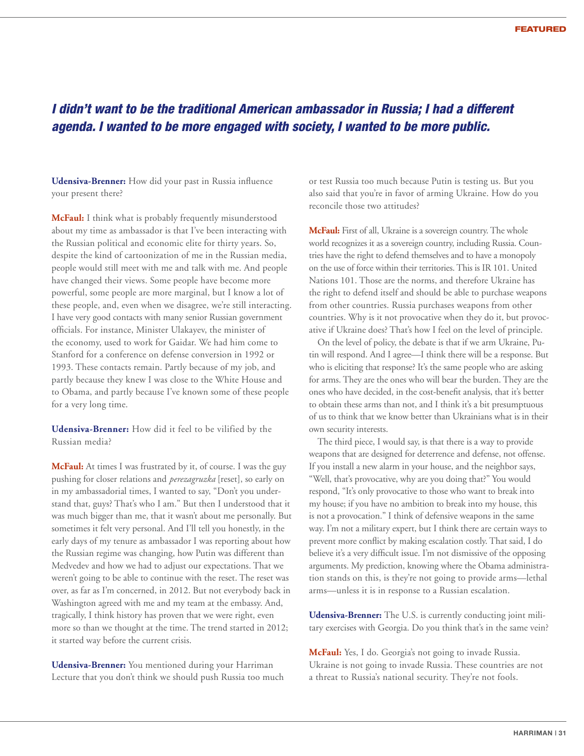***I didn't want to be the traditional American ambassador in Russia; I had a different agenda. I wanted to be more engaged with society, I wanted to be more public.***

**Udensiva-Brenner:** How did your past in Russia influence your present there?

**McFaul:** I think what is probably frequently misunderstood about my time as ambassador is that I've been interacting with the Russian political and economic elite for thirty years. So, despite the kind of cartoonization of me in the Russian media, people would still meet with me and talk with me. And people have changed their views. Some people have become more powerful, some people are more marginal, but I know a lot of these people, and, even when we disagree, we're still interacting. I have very good contacts with many senior Russian government officials. For instance, Minister Ulakayev, the minister of the economy, used to work for Gaidar. We had him come to Stanford for a conference on defense conversion in 1992 or 1993. These contacts remain. Partly because of my job, and partly because they knew I was close to the White House and to Obama, and partly because I've known some of these people for a very long time.

**Udensiva-Brenner:** How did it feel to be vilified by the Russian media?

**McFaul:** At times I was frustrated by it, of course. I was the guy pushing for closer relations and *perezagruzka* [reset], so early on in my ambassadorial times, I wanted to say, "Don't you understand that, guys? That's who I am." But then I understood that it was much bigger than me, that it wasn't about me personally. But sometimes it felt very personal. And I'll tell you honestly, in the early days of my tenure as ambassador I was reporting about how the Russian regime was changing, how Putin was different than Medvedev and how we had to adjust our expectations. That we weren't going to be able to continue with the reset. The reset was over, as far as I'm concerned, in 2012. But not everybody back in Washington agreed with me and my team at the embassy. And, tragically, I think history has proven that we were right, even more so than we thought at the time. The trend started in 2012; it started way before the current crisis.

**Udensiva-Brenner:** You mentioned during your Harriman Lecture that you don't think we should push Russia too much or test Russia too much because Putin is testing us. But you also said that you're in favor of arming Ukraine. How do you reconcile those two attitudes?

**McFaul:** First of all, Ukraine is a sovereign country. The whole world recognizes it as a sovereign country, including Russia. Countries have the right to defend themselves and to have a monopoly on the use of force within their territories. This is IR 101. United Nations 101. Those are the norms, and therefore Ukraine has the right to defend itself and should be able to purchase weapons from other countries. Russia purchases weapons from other countries. Why is it not provocative when they do it, but provocative if Ukraine does? That's how I feel on the level of principle.

On the level of policy, the debate is that if we arm Ukraine, Putin will respond. And I agree—I think there will be a response. But who is eliciting that response? It's the same people who are asking for arms. They are the ones who will bear the burden. They are the ones who have decided, in the cost-benefit analysis, that it's better to obtain these arms than not, and I think it's a bit presumptuous of us to think that we know better than Ukrainians what is in their own security interests.

The third piece, I would say, is that there is a way to provide weapons that are designed for deterrence and defense, not offense. If you install a new alarm in your house, and the neighbor says, "Well, that's provocative, why are you doing that?" You would respond, "It's only provocative to those who want to break into my house; if you have no ambition to break into my house, this is not a provocation." I think of defensive weapons in the same way. I'm not a military expert, but I think there are certain ways to prevent more conflict by making escalation costly. That said, I do believe it's a very difficult issue. I'm not dismissive of the opposing arguments. My prediction, knowing where the Obama administration stands on this, is they're not going to provide arms—lethal arms—unless it is in response to a Russian escalation.

**Udensiva-Brenner:** The U.S. is currently conducting joint military exercises with Georgia. Do you think that's in the same vein?

**McFaul:** Yes, I do. Georgia's not going to invade Russia. Ukraine is not going to invade Russia. These countries are not a threat to Russia's national security. They're not fools.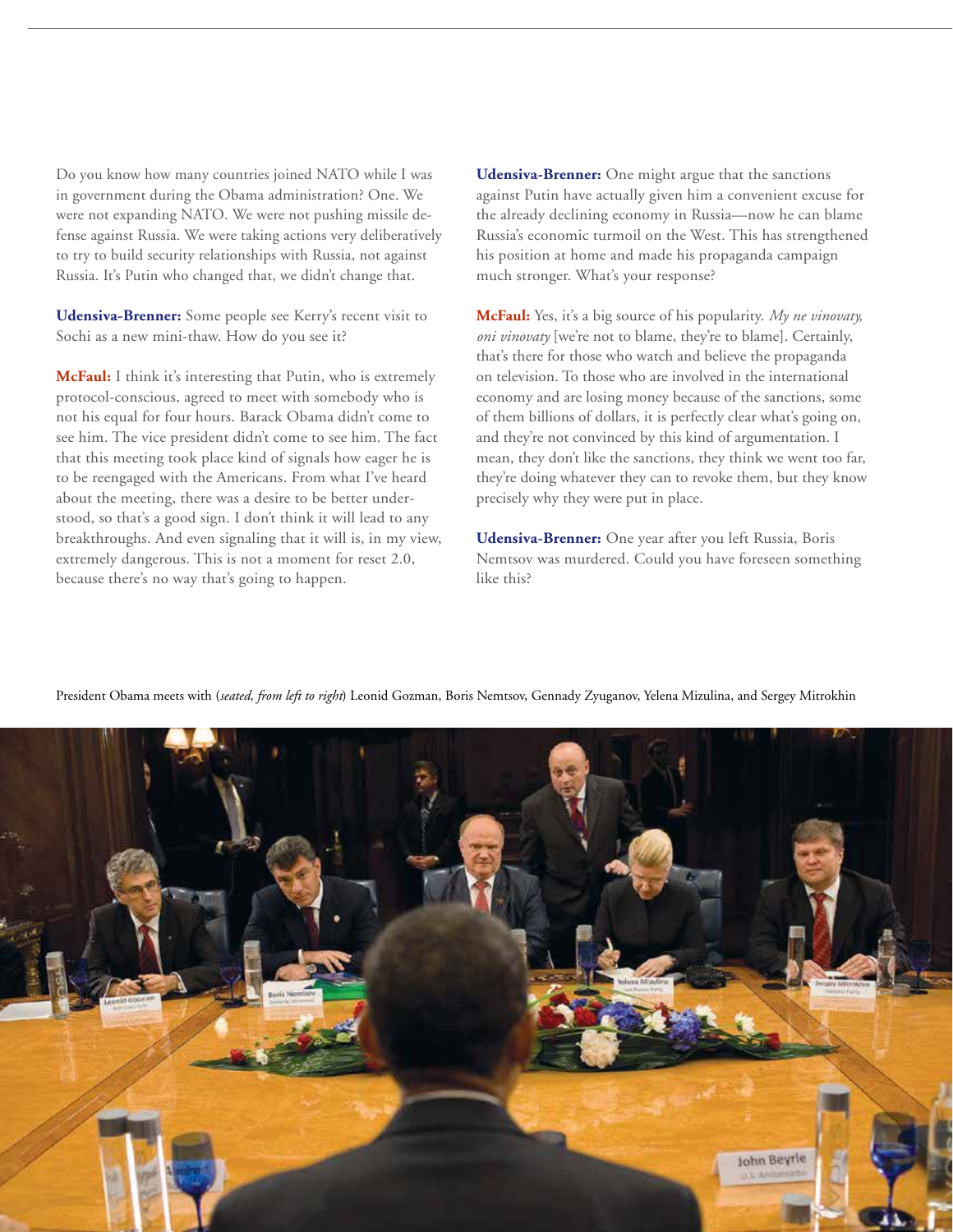Do you know how many countries joined NATO while I was in government during the Obama administration? One. We were not expanding NATO. We were not pushing missile defense against Russia. We were taking actions very deliberatively to try to build security relationships with Russia, not against Russia. It's Putin who changed that, we didn't change that.

**Udensiva-Brenner:** Some people see Kerry's recent visit to Sochi as a new mini-thaw. How do you see it?

**McFaul:** I think it's interesting that Putin, who is extremely protocol-conscious, agreed to meet with somebody who is not his equal for four hours. Barack Obama didn't come to see him. The vice president didn't come to see him. The fact that this meeting took place kind of signals how eager he is to be reengaged with the Americans. From what I've heard about the meeting, there was a desire to be better understood, so that's a good sign. I don't think it will lead to any breakthroughs. And even signaling that it will is, in my view, extremely dangerous. This is not a moment for reset 2.0, because there's no way that's going to happen.

**Udensiva-Brenner:** One might argue that the sanctions against Putin have actually given him a convenient excuse for the already declining economy in Russia—now he can blame Russia's economic turmoil on the West. This has strengthened his position at home and made his propaganda campaign much stronger. What's your response?

**McFaul:** Yes, it's a big source of his popularity. *My ne vinovaty, oni vinovaty* [we're not to blame, they're to blame]. Certainly, that's there for those who watch and believe the propaganda on television. To those who are involved in the international economy and are losing money because of the sanctions, some of them billions of dollars, it is perfectly clear what's going on, and they're not convinced by this kind of argumentation. I mean, they don't like the sanctions, they think we went too far, they're doing whatever they can to revoke them, but they know precisely why they were put in place.

**Udensiva-Brenner:** One year after you left Russia, Boris Nemtsov was murdered. Could you have foreseen something like this?

President Obama meets with (*seated, from left to right*) Leonid Gozman, Boris Nemtsov, Gennady Zyuganov, Yelena Mizulina, and Sergey Mitrokhin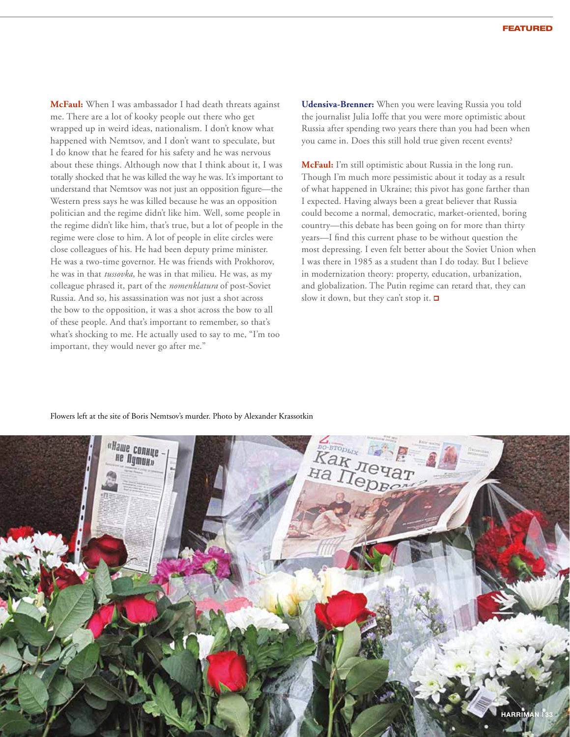**McFaul:** When I was ambassador I had death threats against me. There are a lot of kooky people out there who get wrapped up in weird ideas, nationalism. I don't know what happened with Nemtsov, and I don't want to speculate, but I do know that he feared for his safety and he was nervous about these things. Although now that I think about it, I was totally shocked that he was killed the way he was. It's important to understand that Nemtsov was not just an opposition figure—the Western press says he was killed because he was an opposition politician and the regime didn't like him. Well, some people in the regime didn't like him, that's true, but a lot of people in the regime were close to him. A lot of people in elite circles were close colleagues of his. He had been deputy prime minister. He was a two-time governor. He was friends with Prokhorov, he was in that *tussovka*, he was in that milieu. He was, as my colleague phrased it, part of the *nomenklatura* of post-Soviet Russia. And so, his assassination was not just a shot across the bow to the opposition, it was a shot across the bow to all of these people. And that's important to remember, so that's what's shocking to me. He actually used to say to me, "I'm too important, they would never go after me."

**Udensiva-Brenner:** When you were leaving Russia you told the journalist Julia Ioffe that you were more optimistic about Russia after spending two years there than you had been when you came in. Does this still hold true given recent events?

**McFaul:** I'm still optimistic about Russia in the long run. Though I'm much more pessimistic about it today as a result of what happened in Ukraine; this pivot has gone farther than I expected. Having always been a great believer that Russia could become a normal, democratic, market-oriented, boring country—this debate has been going on for more than thirty years—I find this current phase to be without question the most depressing. I even felt better about the Soviet Union when I was there in 1985 as a student than I do today. But I believe in modernization theory: property, education, urbanization, and globalization. The Putin regime can retard that, they can slow it down, but they can't stop it. □

Flowers left at the site of Boris Nemtsov's murder. Photo by Alexander Krassotkin